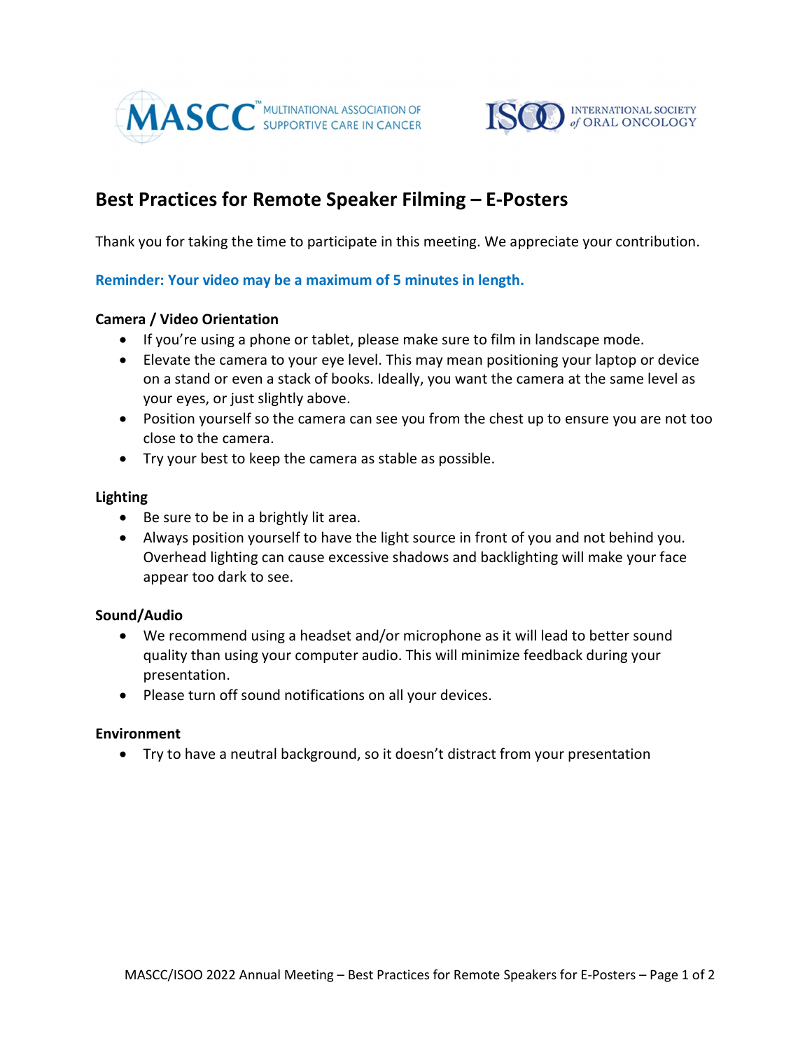MASCC™ MULTINATIONAL ASSOCIATION OF SUPPORTIVE CARE IN CANCER

ISOO INTERNATIONAL SOCIETY of ORAL ONCOLOGY

# Best Practices for Remote Speaker Filming – E-Posters

Thank you for taking the time to participate in this meeting. We appreciate your contribution.

**Reminder: Your video may be a maximum of 5 minutes in length.**

**Camera / Video Orientation**

- If you're using a phone or tablet, please make sure to film in landscape mode.
- Elevate the camera to your eye level. This may mean positioning your laptop or device on a stand or even a stack of books. Ideally, you want the camera at the same level as your eyes, or just slightly above.
- Position yourself so the camera can see you from the chest up to ensure you are not too close to the camera.
- Try your best to keep the camera as stable as possible.

**Lighting**

- Be sure to be in a brightly lit area.
- Always position yourself to have the light source in front of you and not behind you. Overhead lighting can cause excessive shadows and backlighting will make your face appear too dark to see.

**Sound/Audio**

- We recommend using a headset and/or microphone as it will lead to better sound quality than using your computer audio. This will minimize feedback during your presentation.
- Please turn off sound notifications on all your devices.

**Environment**

- Try to have a neutral background, so it doesn't distract from your presentation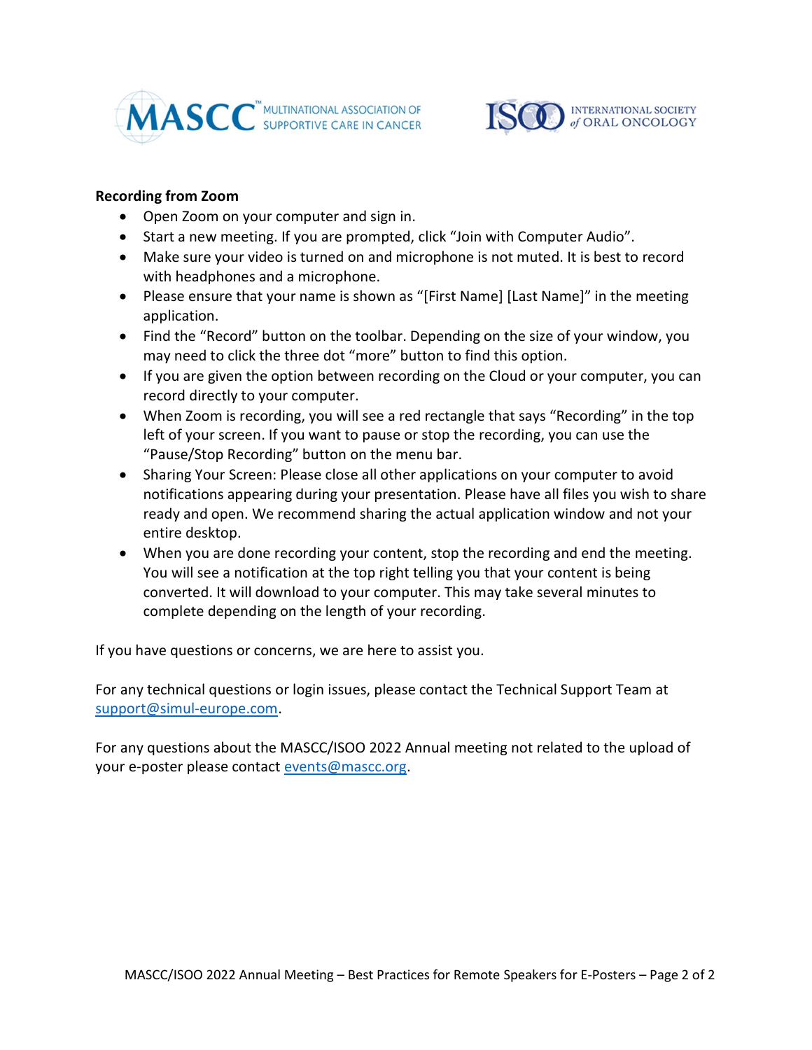**Recording from Zoom**

- Open Zoom on your computer and sign in.
- Start a new meeting. If you are prompted, click “Join with Computer Audio”.
- Make sure your video is turned on and microphone is not muted. It is best to record with headphones and a microphone.
- Please ensure that your name is shown as “[First Name] [Last Name]” in the meeting application.
- Find the “Record” button on the toolbar. Depending on the size of your window, you may need to click the three dot “more” button to find this option.
- If you are given the option between recording on the Cloud or your computer, you can record directly to your computer.
- When Zoom is recording, you will see a red rectangle that says “Recording” in the top left of your screen. If you want to pause or stop the recording, you can use the “Pause/Stop Recording” button on the menu bar.
- Sharing Your Screen: Please close all other applications on your computer to avoid notifications appearing during your presentation. Please have all files you wish to share ready and open. We recommend sharing the actual application window and not your entire desktop.
- When you are done recording your content, stop the recording and end the meeting. You will see a notification at the top right telling you that your content is being converted. It will download to your computer. This may take several minutes to complete depending on the length of your recording.

If you have questions or concerns, we are here to assist you.

For any technical questions or login issues, please contact the Technical Support Team at support@simul-europe.com.

For any questions about the MASCC/ISOO 2022 Annual meeting not related to the upload of your e-poster please contact events@mascc.org.